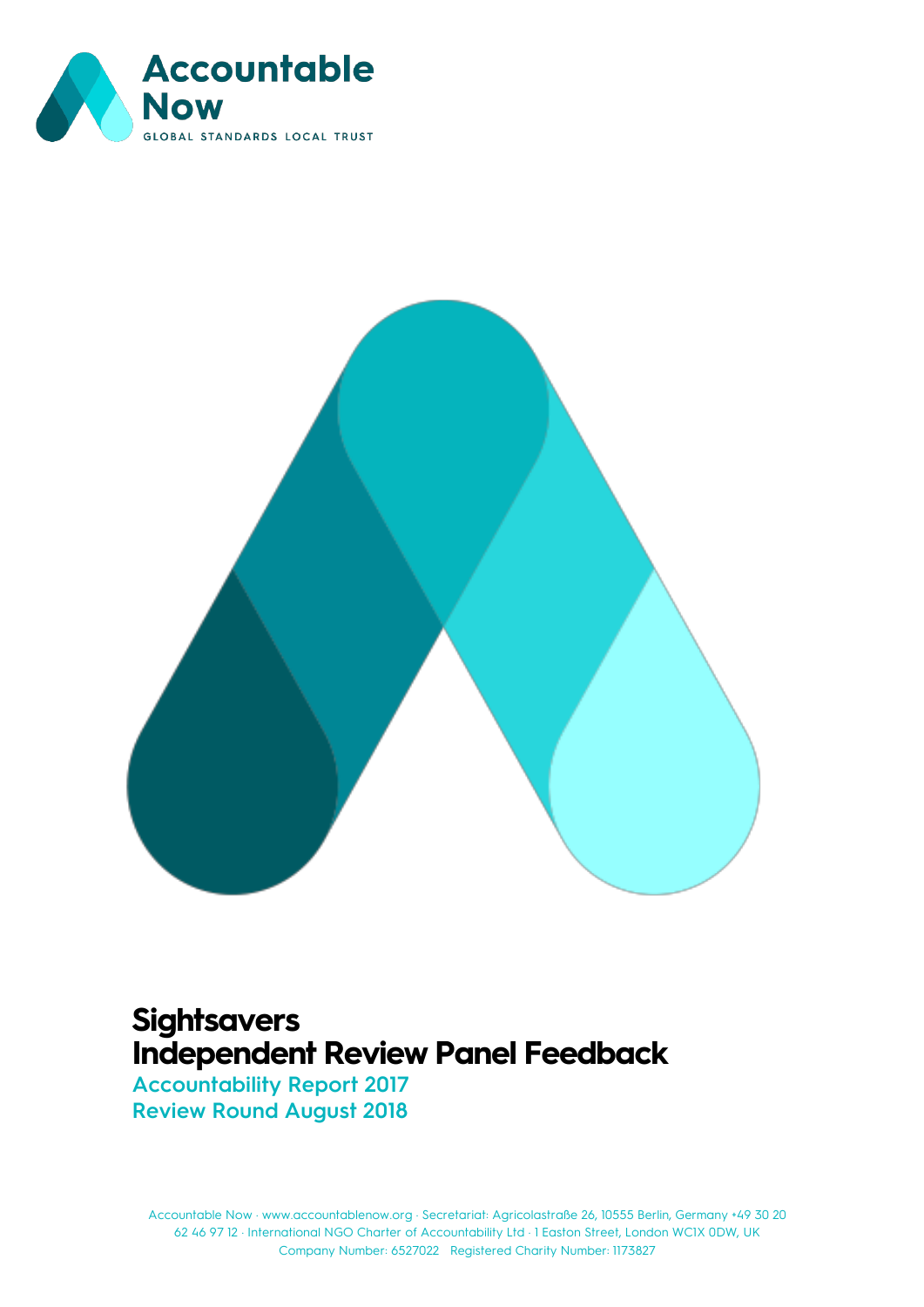Accountable Now

GLOBAL STANDARDS LOCAL TRUST

# Sightsavers
# Independent Review Panel Feedback

## Accountability Report 2017
## Review Round August 2018

Accountable Now · www.accountablenow.org · Secretariat: Agricolastraße 26, 10555 Berlin, Germany +49 30 20 62 46 97 12 · International NGO Charter of Accountability Ltd · 1 Easton Street, London WC1X 0DW, UK Company Number: 6527022 · Registered Charity Number: 1173827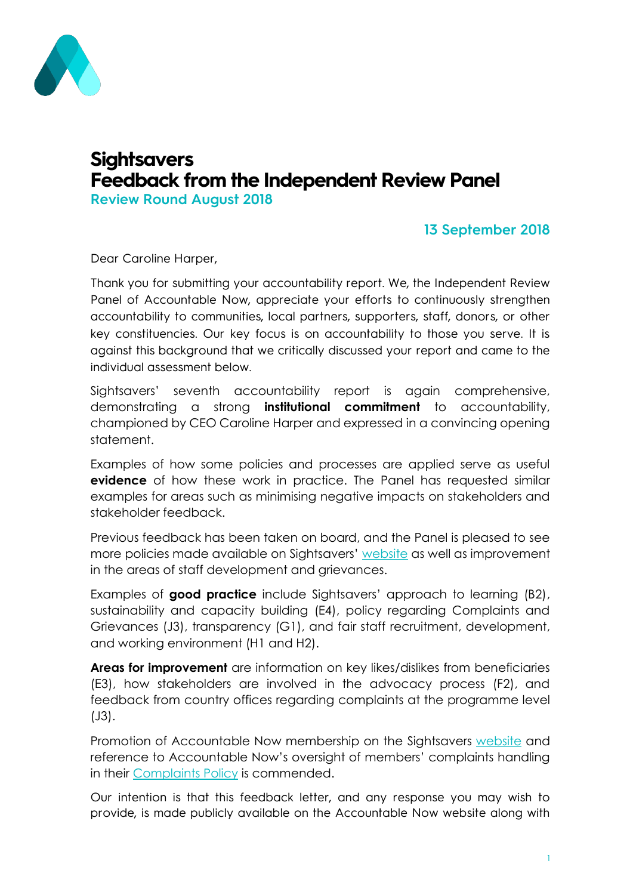# Sightsavers
# Feedback from the Independent Review Panel

**Review Round August 2018**

**13 September 2018**

Dear Caroline Harper,

Thank you for submitting your accountability report. We, the Independent Review Panel of Accountable Now, appreciate your efforts to continuously strengthen accountability to communities, local partners, supporters, staff, donors, or other key constituencies. Our key focus is on accountability to those you serve. It is against this background that we critically discussed your report and came to the individual assessment below.

Sightsavers' seventh accountability report is again comprehensive, demonstrating a strong **institutional commitment** to accountability, championed by CEO Caroline Harper and expressed in a convincing opening statement.

Examples of how some policies and processes are applied serve as useful **evidence** of how these work in practice. The Panel has requested similar examples for areas such as minimising negative impacts on stakeholders and stakeholder feedback.

Previous feedback has been taken on board, and the Panel is pleased to see more policies made available on Sightsavers' website as well as improvement in the areas of staff development and grievances.

Examples of **good practice** include Sightsavers' approach to learning (B2), sustainability and capacity building (E4), policy regarding Complaints and Grievances (J3), transparency (G1), and fair staff recruitment, development, and working environment (H1 and H2).

**Areas for improvement** are information on key likes/dislikes from beneficiaries (E3), how stakeholders are involved in the advocacy process (F2), and feedback from country offices regarding complaints at the programme level (J3).

Promotion of Accountable Now membership on the Sightsavers website and reference to Accountable Now's oversight of members' complaints handling in their Complaints Policy is commended.

Our intention is that this feedback letter, and any response you may wish to provide, is made publicly available on the Accountable Now website along with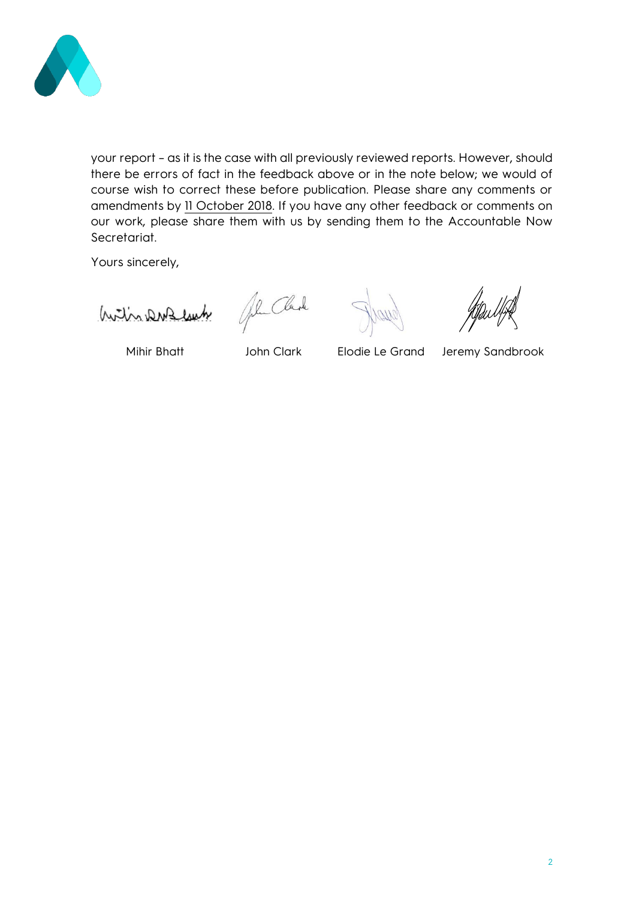your report – as it is the case with all previously reviewed reports. However, should there be errors of fact in the feedback above or in the note below; we would of course wish to correct these before publication. Please share any comments or amendments by 11 October 2018. If you have any other feedback or comments on our work, please share them with us by sending them to the Accountable Now Secretariat.

Yours sincerely,

| Mihir Bhatt | John Clark | Elodie Le Grand | Jeremy Sandbrook |
| --- | --- | --- | --- |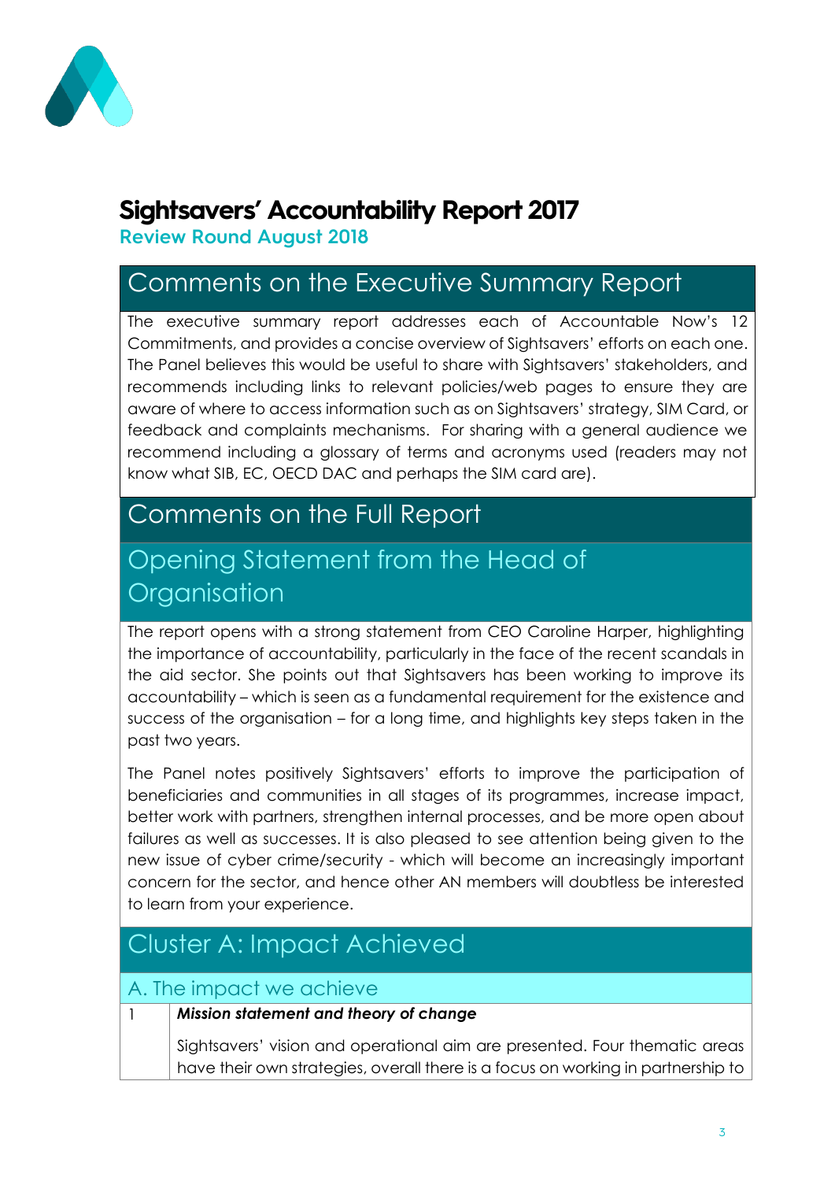# Sightsavers' Accountability Report 2017

**Review Round August 2018**

## Comments on the Executive Summary Report

The executive summary report addresses each of Accountable Now's 12 Commitments, and provides a concise overview of Sightsavers' efforts on each one. The Panel believes this would be useful to share with Sightsavers' stakeholders, and recommends including links to relevant policies/web pages to ensure they are aware of where to access information such as on Sightsavers' strategy, SIM Card, or feedback and complaints mechanisms. For sharing with a general audience we recommend including a glossary of terms and acronyms used (readers may not know what SIB, EC, OECD DAC and perhaps the SIM card are).

## Comments on the Full Report

### Opening Statement from the Head of Organisation

The report opens with a strong statement from CEO Caroline Harper, highlighting the importance of accountability, particularly in the face of the recent scandals in the aid sector. She points out that Sightsavers has been working to improve its accountability – which is seen as a fundamental requirement for the existence and success of the organisation – for a long time, and highlights key steps taken in the past two years.

The Panel notes positively Sightsavers' efforts to improve the participation of beneficiaries and communities in all stages of its programmes, increase impact, better work with partners, strengthen internal processes, and be more open about failures as well as successes. It is also pleased to see attention being given to the new issue of cyber crime/security - which will become an increasingly important concern for the sector, and hence other AN members will doubtless be interested to learn from your experience.

### Cluster A: Impact Achieved

#### A. The impact we achieve

| | |
|---|---|
| 1 | ***Mission statement and theory of change*** <br><br> Sightsavers' vision and operational aim are presented. Four thematic areas have their own strategies, overall there is a focus on working in partnership to |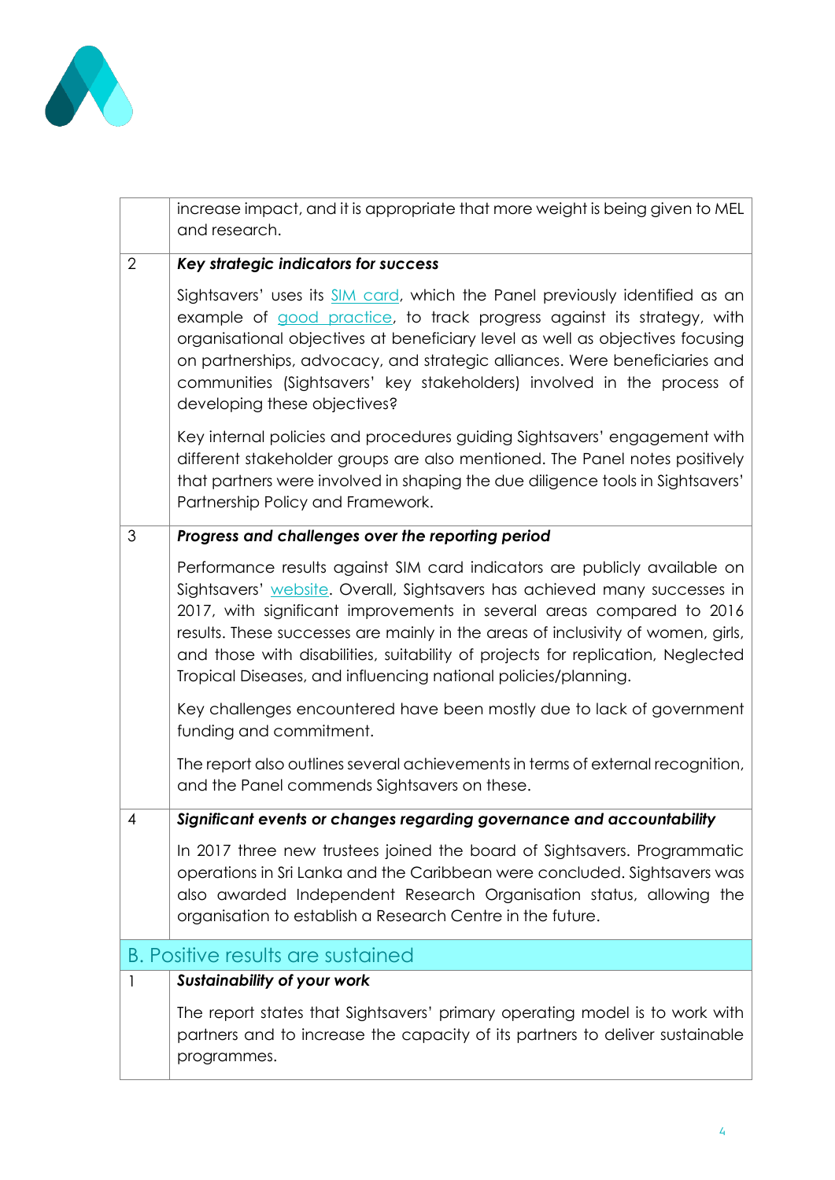| | |
|---|---|
| | increase impact, and it is appropriate that more weight is being given to MEL and research. |
| 2 | ***Key strategic indicators for success***<br><br>Sightsavers' uses its SIM card, which the Panel previously identified as an example of good practice, to track progress against its strategy, with organisational objectives at beneficiary level as well as objectives focusing on partnerships, advocacy, and strategic alliances. Were beneficiaries and communities (Sightsavers' key stakeholders) involved in the process of developing these objectives?<br><br>Key internal policies and procedures guiding Sightsavers' engagement with different stakeholder groups are also mentioned. The Panel notes positively that partners were involved in shaping the due diligence tools in Sightsavers' Partnership Policy and Framework. |
| 3 | ***Progress and challenges over the reporting period***<br><br>Performance results against SIM card indicators are publicly available on Sightsavers' website. Overall, Sightsavers has achieved many successes in 2017, with significant improvements in several areas compared to 2016 results. These successes are mainly in the areas of inclusivity of women, girls, and those with disabilities, suitability of projects for replication, Neglected Tropical Diseases, and influencing national policies/planning.<br><br>Key challenges encountered have been mostly due to lack of government funding and commitment.<br><br>The report also outlines several achievements in terms of external recognition, and the Panel commends Sightsavers on these. |
| 4 | ***Significant events or changes regarding governance and accountability***<br><br>In 2017 three new trustees joined the board of Sightsavers. Programmatic operations in Sri Lanka and the Caribbean were concluded. Sightsavers was also awarded Independent Research Organisation status, allowing the organisation to establish a Research Centre in the future. |
| **B. Positive results are sustained** | |
| 1 | ***Sustainability of your work***<br><br>The report states that Sightsavers' primary operating model is to work with partners and to increase the capacity of its partners to deliver sustainable programmes. |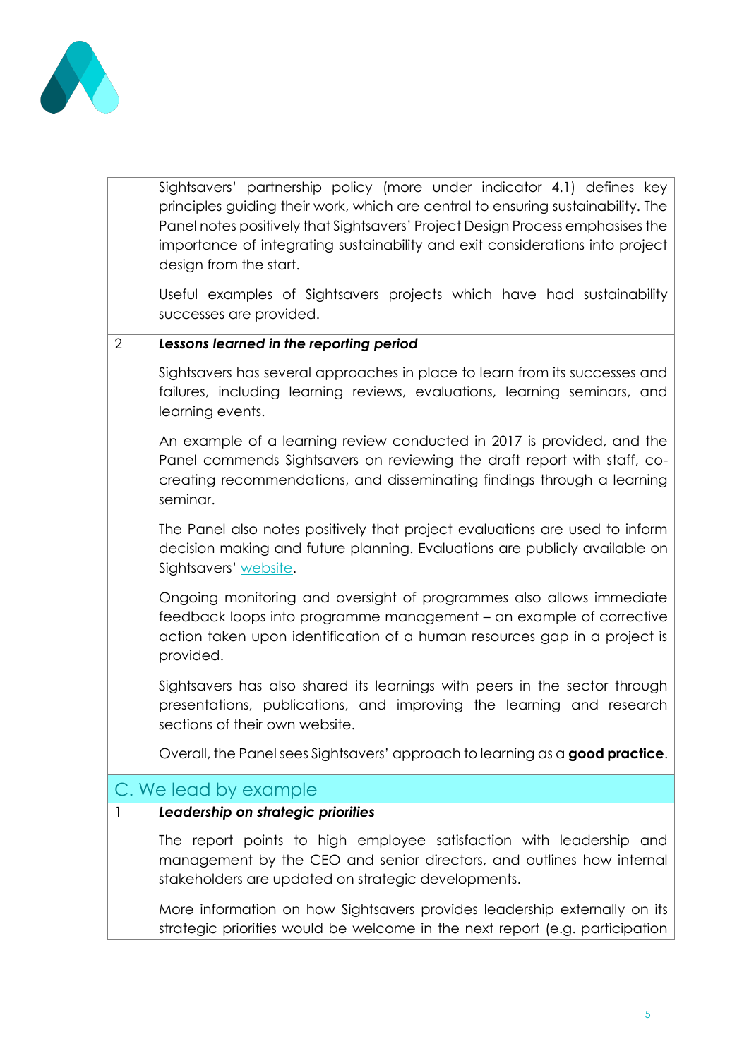| | |
|---|---|
| | Sightsavers' partnership policy (more under indicator 4.1) defines key principles guiding their work, which are central to ensuring sustainability. The Panel notes positively that Sightsavers' Project Design Process emphasises the importance of integrating sustainability and exit considerations into project design from the start.<br><br>Useful examples of Sightsavers projects which have had sustainability successes are provided. |
| 2 | ***Lessons learned in the reporting period***<br><br>Sightsavers has several approaches in place to learn from its successes and failures, including learning reviews, evaluations, learning seminars, and learning events.<br><br>An example of a learning review conducted in 2017 is provided, and the Panel commends Sightsavers on reviewing the draft report with staff, co-creating recommendations, and disseminating findings through a learning seminar.<br><br>The Panel also notes positively that project evaluations are used to inform decision making and future planning. Evaluations are publicly available on Sightsavers' website.<br><br>Ongoing monitoring and oversight of programmes also allows immediate feedback loops into programme management – an example of corrective action taken upon identification of a human resources gap in a project is provided.<br><br>Sightsavers has also shared its learnings with peers in the sector through presentations, publications, and improving the learning and research sections of their own website.<br><br>Overall, the Panel sees Sightsavers' approach to learning as a **good practice**. |
| **C. We lead by example** | |
| 1 | ***Leadership on strategic priorities***<br><br>The report points to high employee satisfaction with leadership and management by the CEO and senior directors, and outlines how internal stakeholders are updated on strategic developments.<br><br>More information on how Sightsavers provides leadership externally on its strategic priorities would be welcome in the next report (e.g. participation |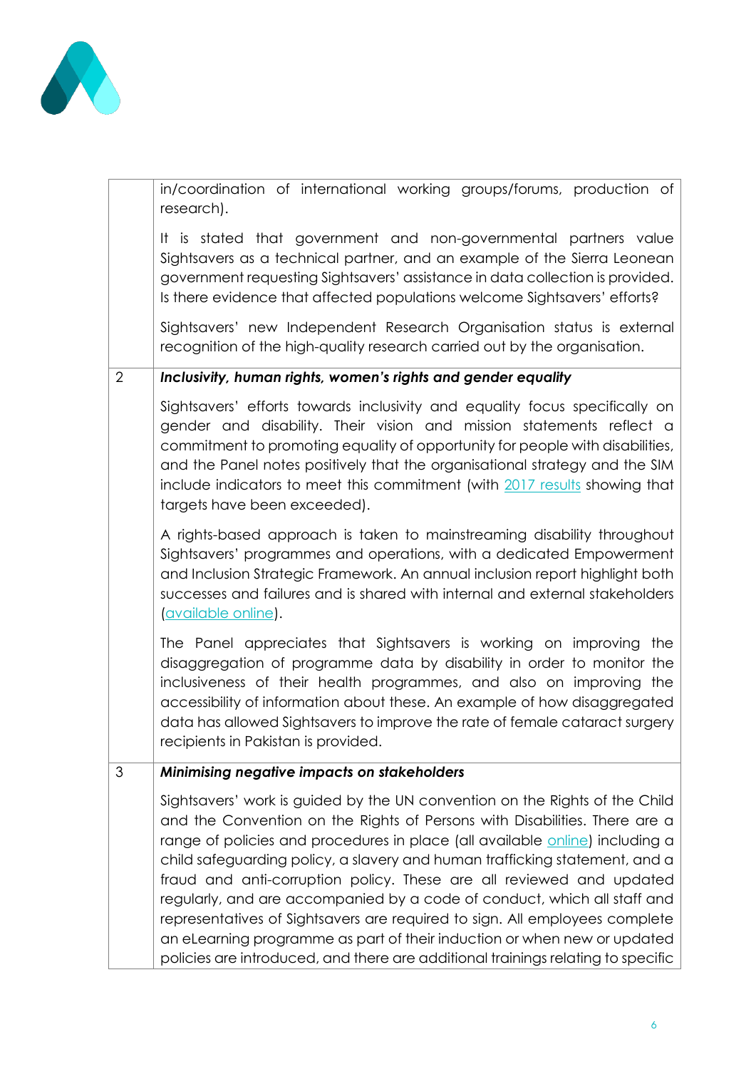| | |
|---|---|
| | in/coordination of international working groups/forums, production of research).<br><br>It is stated that government and non-governmental partners value Sightsavers as a technical partner, and an example of the Sierra Leonean government requesting Sightsavers' assistance in data collection is provided. Is there evidence that affected populations welcome Sightsavers' efforts?<br><br>Sightsavers' new Independent Research Organisation status is external recognition of the high-quality research carried out by the organisation. |
| 2 | ***Inclusivity, human rights, women's rights and gender equality***<br><br>Sightsavers' efforts towards inclusivity and equality focus specifically on gender and disability. Their vision and mission statements reflect a commitment to promoting equality of opportunity for people with disabilities, and the Panel notes positively that the organisational strategy and the SIM include indicators to meet this commitment (with 2017 results showing that targets have been exceeded).<br><br>A rights-based approach is taken to mainstreaming disability throughout Sightsavers' programmes and operations, with a dedicated Empowerment and Inclusion Strategic Framework. An annual inclusion report highlight both successes and failures and is shared with internal and external stakeholders (available online).<br><br>The Panel appreciates that Sightsavers is working on improving the disaggregation of programme data by disability in order to monitor the inclusiveness of their health programmes, and also on improving the accessibility of information about these. An example of how disaggregated data has allowed Sightsavers to improve the rate of female cataract surgery recipients in Pakistan is provided. |
| 3 | ***Minimising negative impacts on stakeholders***<br><br>Sightsavers' work is guided by the UN convention on the Rights of the Child and the Convention on the Rights of Persons with Disabilities. There are a range of policies and procedures in place (all available online) including a child safeguarding policy, a slavery and human trafficking statement, and a fraud and anti-corruption policy. These are all reviewed and updated regularly, and are accompanied by a code of conduct, which all staff and representatives of Sightsavers are required to sign. All employees complete an eLearning programme as part of their induction or when new or updated policies are introduced, and there are additional trainings relating to specific |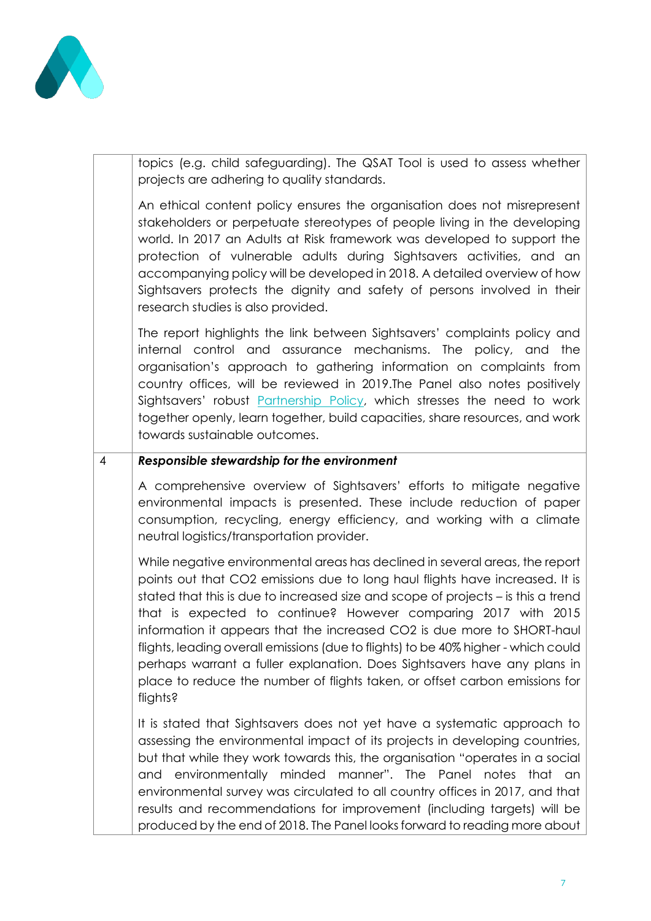|   |   |
|---|---|
|   | topics (e.g. child safeguarding). The QSAT Tool is used to assess whether projects are adhering to quality standards.<br><br>An ethical content policy ensures the organisation does not misrepresent stakeholders or perpetuate stereotypes of people living in the developing world. In 2017 an Adults at Risk framework was developed to support the protection of vulnerable adults during Sightsavers activities, and an accompanying policy will be developed in 2018. A detailed overview of how Sightsavers protects the dignity and safety of persons involved in their research studies is also provided.<br><br>The report highlights the link between Sightsavers' complaints policy and internal control and assurance mechanisms. The policy, and the organisation's approach to gathering information on complaints from country offices, will be reviewed in 2019.The Panel also notes positively Sightsavers' robust Partnership Policy, which stresses the need to work together openly, learn together, build capacities, share resources, and work towards sustainable outcomes. |
| 4 | ***Responsible stewardship for the environment***<br><br>A comprehensive overview of Sightsavers' efforts to mitigate negative environmental impacts is presented. These include reduction of paper consumption, recycling, energy efficiency, and working with a climate neutral logistics/transportation provider.<br><br>While negative environmental areas has declined in several areas, the report points out that CO2 emissions due to long haul flights have increased. It is stated that this is due to increased size and scope of projects – is this a trend that is expected to continue? However comparing 2017 with 2015 information it appears that the increased CO2 is due more to SHORT-haul flights, leading overall emissions (due to flights) to be 40% higher - which could perhaps warrant a fuller explanation. Does Sightsavers have any plans in place to reduce the number of flights taken, or offset carbon emissions for flights?<br><br>It is stated that Sightsavers does not yet have a systematic approach to assessing the environmental impact of its projects in developing countries, but that while they work towards this, the organisation "operates in a social and environmentally minded manner". The Panel notes that an environmental survey was circulated to all country offices in 2017, and that results and recommendations for improvement (including targets) will be produced by the end of 2018. The Panel looks forward to reading more about |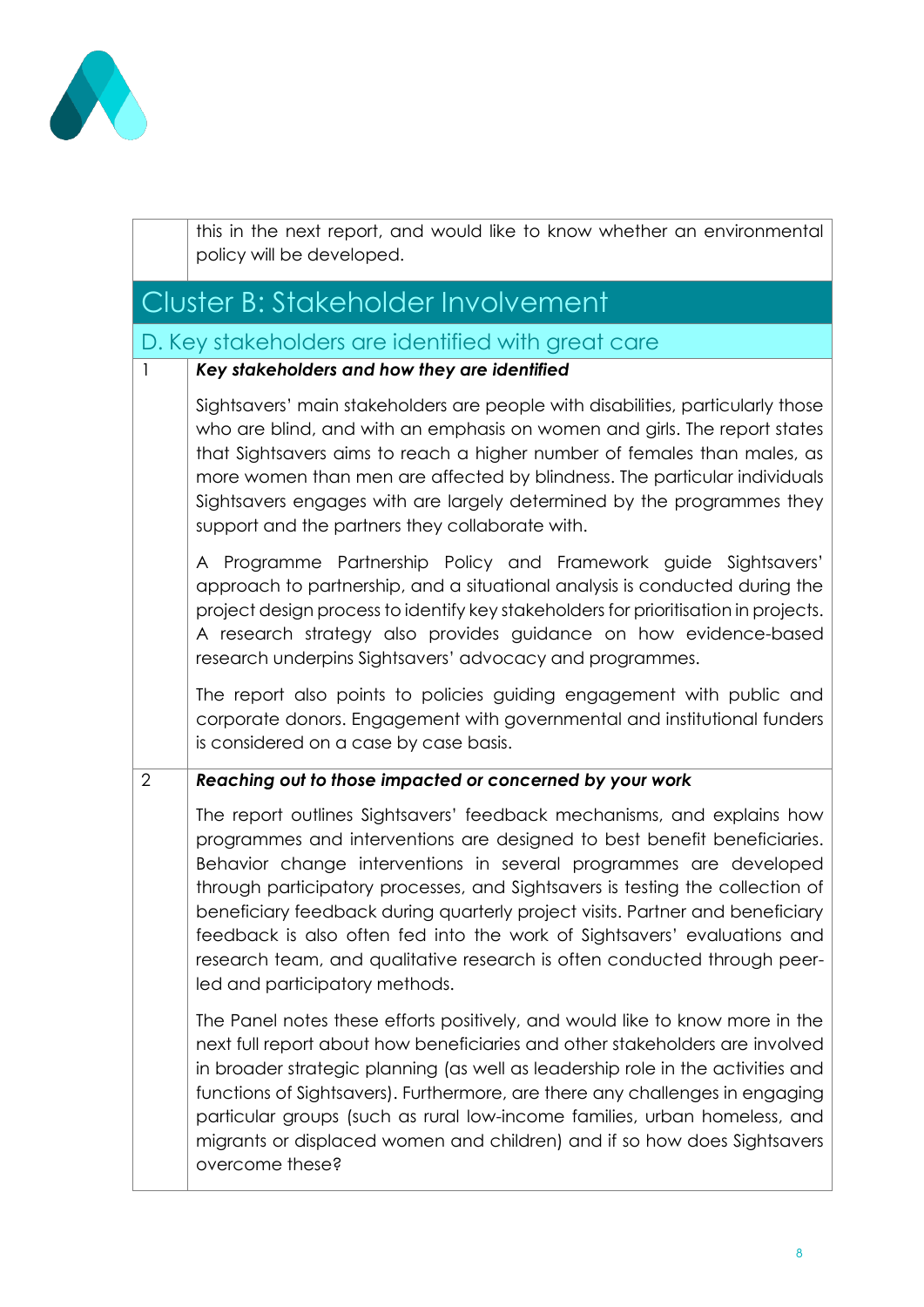| | |
|---|---|
| | this in the next report, and would like to know whether an environmental policy will be developed. |

## Cluster B: Stakeholder Involvement

### D. Key stakeholders are identified with great care

| | |
|---|---|
| 1 | ***Key stakeholders and how they are identified***<br><br>Sightsavers' main stakeholders are people with disabilities, particularly those who are blind, and with an emphasis on women and girls. The report states that Sightsavers aims to reach a higher number of females than males, as more women than men are affected by blindness. The particular individuals Sightsavers engages with are largely determined by the programmes they support and the partners they collaborate with.<br><br>A Programme Partnership Policy and Framework guide Sightsavers' approach to partnership, and a situational analysis is conducted during the project design process to identify key stakeholders for prioritisation in projects. A research strategy also provides guidance on how evidence-based research underpins Sightsavers' advocacy and programmes.<br><br>The report also points to policies guiding engagement with public and corporate donors. Engagement with governmental and institutional funders is considered on a case by case basis. |
| 2 | ***Reaching out to those impacted or concerned by your work***<br><br>The report outlines Sightsavers' feedback mechanisms, and explains how programmes and interventions are designed to best benefit beneficiaries. Behavior change interventions in several programmes are developed through participatory processes, and Sightsavers is testing the collection of beneficiary feedback during quarterly project visits. Partner and beneficiary feedback is also often fed into the work of Sightsavers' evaluations and research team, and qualitative research is often conducted through peer-led and participatory methods.<br><br>The Panel notes these efforts positively, and would like to know more in the next full report about how beneficiaries and other stakeholders are involved in broader strategic planning (as well as leadership role in the activities and functions of Sightsavers). Furthermore, are there any challenges in engaging particular groups (such as rural low-income families, urban homeless, and migrants or displaced women and children) and if so how does Sightsavers overcome these? |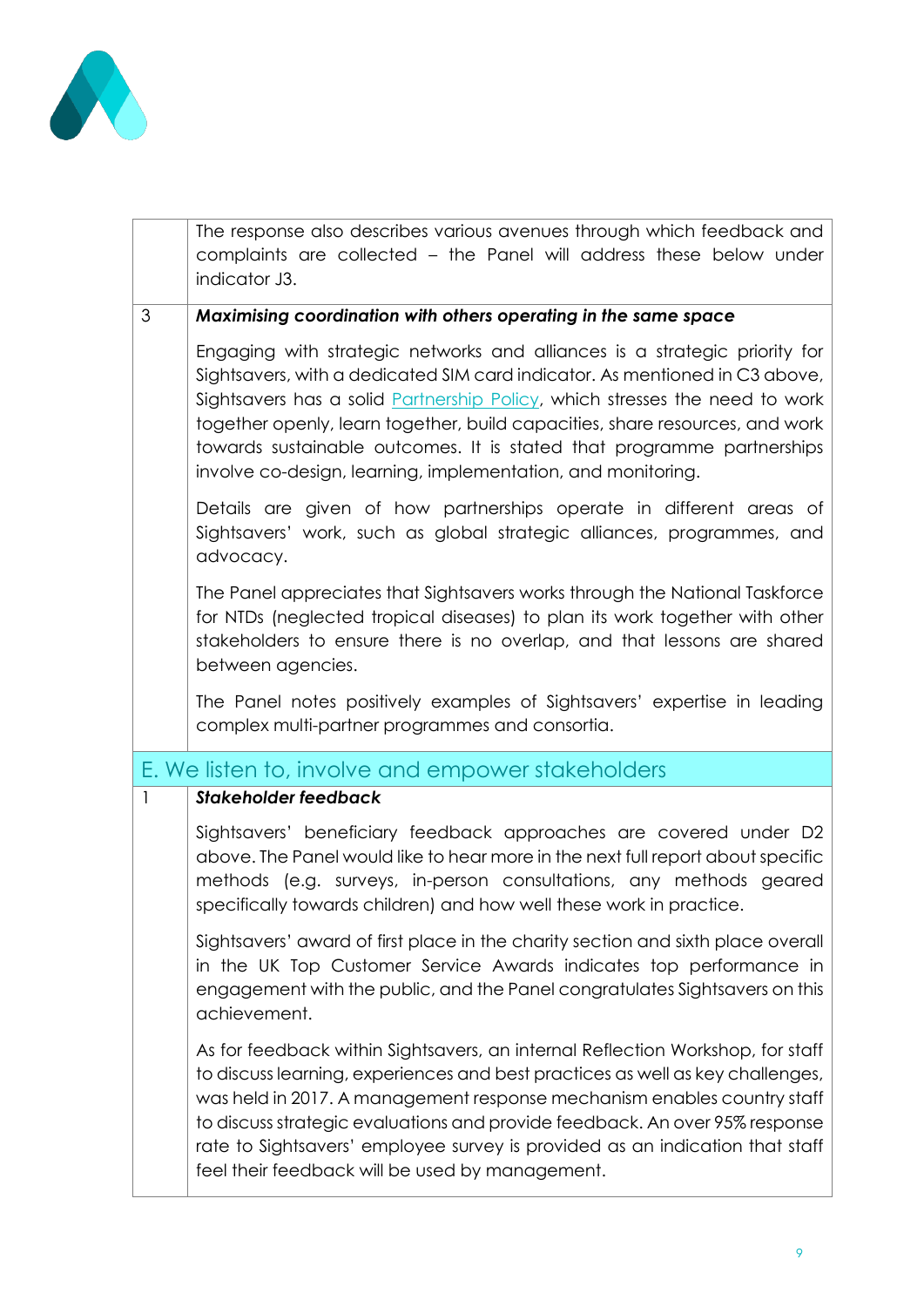| | |
|---|---|
| | The response also describes various avenues through which feedback and complaints are collected – the Panel will address these below under indicator J3. |
| 3 | ***Maximising coordination with others operating in the same space***<br><br>Engaging with strategic networks and alliances is a strategic priority for Sightsavers, with a dedicated SIM card indicator. As mentioned in C3 above, Sightsavers has a solid [Partnership Policy](), which stresses the need to work together openly, learn together, build capacities, share resources, and work towards sustainable outcomes. It is stated that programme partnerships involve co-design, learning, implementation, and monitoring.<br><br>Details are given of how partnerships operate in different areas of Sightsavers' work, such as global strategic alliances, programmes, and advocacy.<br><br>The Panel appreciates that Sightsavers works through the National Taskforce for NTDs (neglected tropical diseases) to plan its work together with other stakeholders to ensure there is no overlap, and that lessons are shared between agencies.<br><br>The Panel notes positively examples of Sightsavers' expertise in leading complex multi-partner programmes and consortia. |
| **E. We listen to, involve and empower stakeholders** | |
| 1 | ***Stakeholder feedback***<br><br>Sightsavers' beneficiary feedback approaches are covered under D2 above. The Panel would like to hear more in the next full report about specific methods (e.g. surveys, in-person consultations, any methods geared specifically towards children) and how well these work in practice.<br><br>Sightsavers' award of first place in the charity section and sixth place overall in the UK Top Customer Service Awards indicates top performance in engagement with the public, and the Panel congratulates Sightsavers on this achievement.<br><br>As for feedback within Sightsavers, an internal Reflection Workshop, for staff to discuss learning, experiences and best practices as well as key challenges, was held in 2017. A management response mechanism enables country staff to discuss strategic evaluations and provide feedback. An over 95% response rate to Sightsavers' employee survey is provided as an indication that staff feel their feedback will be used by management. |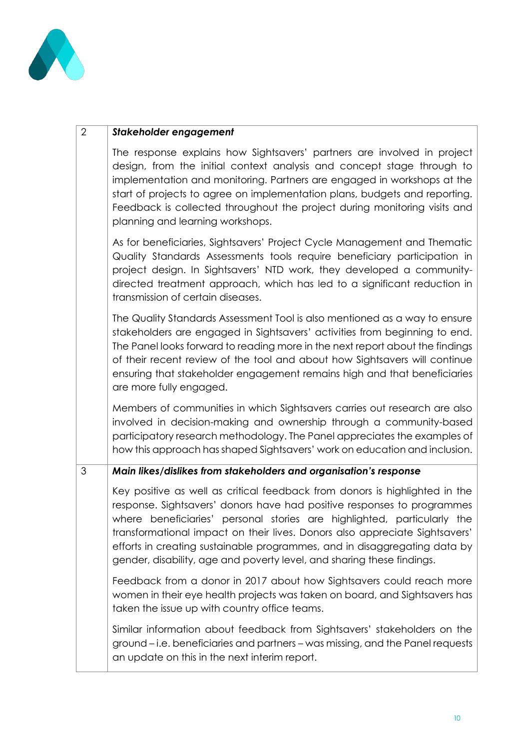| | |
|---|---|
| 2 | ***Stakeholder engagement***<br><br>The response explains how Sightsavers' partners are involved in project design, from the initial context analysis and concept stage through to implementation and monitoring. Partners are engaged in workshops at the start of projects to agree on implementation plans, budgets and reporting. Feedback is collected throughout the project during monitoring visits and planning and learning workshops.<br><br>As for beneficiaries, Sightsavers' Project Cycle Management and Thematic Quality Standards Assessments tools require beneficiary participation in project design. In Sightsavers' NTD work, they developed a community-directed treatment approach, which has led to a significant reduction in transmission of certain diseases.<br><br>The Quality Standards Assessment Tool is also mentioned as a way to ensure stakeholders are engaged in Sightsavers' activities from beginning to end. The Panel looks forward to reading more in the next report about the findings of their recent review of the tool and about how Sightsavers will continue ensuring that stakeholder engagement remains high and that beneficiaries are more fully engaged.<br><br>Members of communities in which Sightsavers carries out research are also involved in decision-making and ownership through a community-based participatory research methodology. The Panel appreciates the examples of how this approach has shaped Sightsavers' work on education and inclusion. |
| 3 | ***Main likes/dislikes from stakeholders and organisation's response***<br><br>Key positive as well as critical feedback from donors is highlighted in the response. Sightsavers' donors have had positive responses to programmes where beneficiaries' personal stories are highlighted, particularly the transformational impact on their lives. Donors also appreciate Sightsavers' efforts in creating sustainable programmes, and in disaggregating data by gender, disability, age and poverty level, and sharing these findings.<br><br>Feedback from a donor in 2017 about how Sightsavers could reach more women in their eye health projects was taken on board, and Sightsavers has taken the issue up with country office teams.<br><br>Similar information about feedback from Sightsavers' stakeholders on the ground – i.e. beneficiaries and partners – was missing, and the Panel requests an update on this in the next interim report. |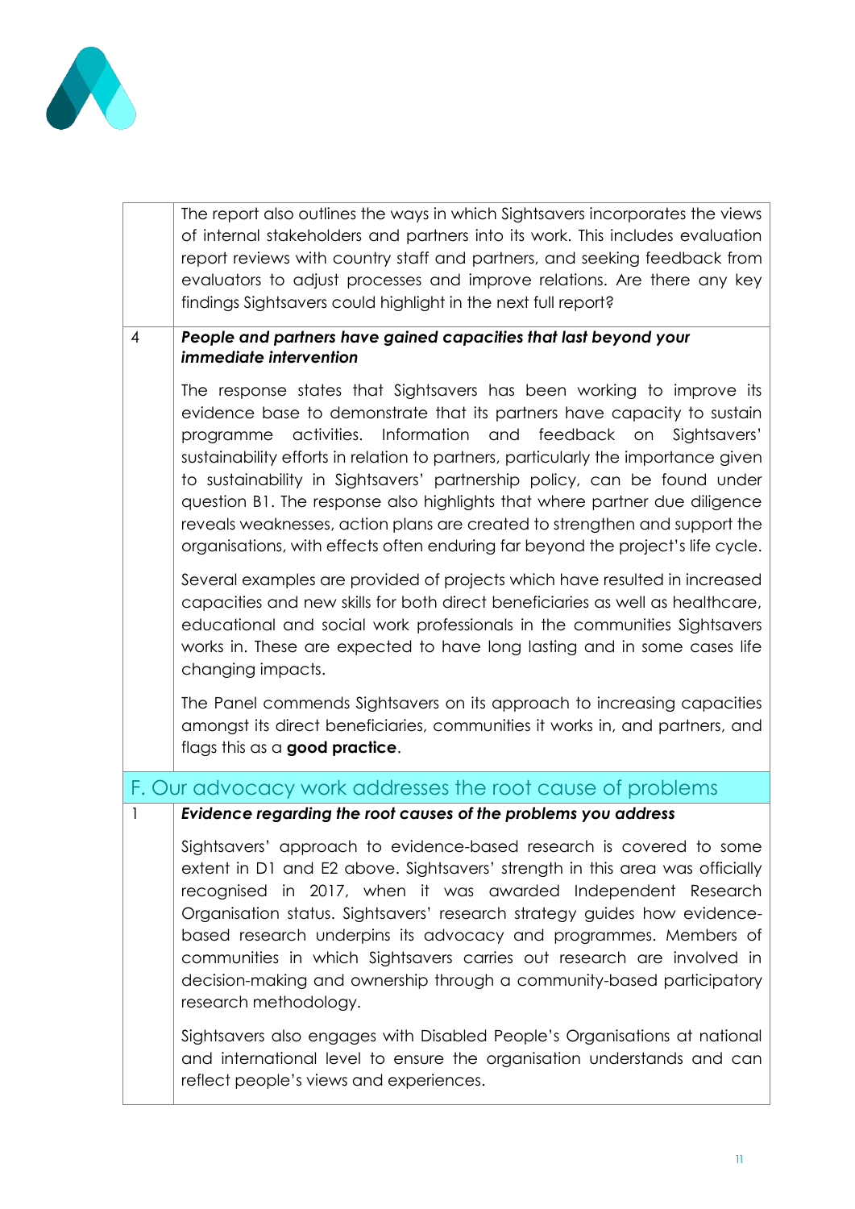| | |
|---|---|
| | The report also outlines the ways in which Sightsavers incorporates the views of internal stakeholders and partners into its work. This includes evaluation report reviews with country staff and partners, and seeking feedback from evaluators to adjust processes and improve relations. Are there any key findings Sightsavers could highlight in the next full report? |
| 4 | ***People and partners have gained capacities that last beyond your immediate intervention***<br><br>The response states that Sightsavers has been working to improve its evidence base to demonstrate that its partners have capacity to sustain programme activities. Information and feedback on Sightsavers' sustainability efforts in relation to partners, particularly the importance given to sustainability in Sightsavers' partnership policy, can be found under question B1. The response also highlights that where partner due diligence reveals weaknesses, action plans are created to strengthen and support the organisations, with effects often enduring far beyond the project's life cycle.<br><br>Several examples are provided of projects which have resulted in increased capacities and new skills for both direct beneficiaries as well as healthcare, educational and social work professionals in the communities Sightsavers works in. These are expected to have long lasting and in some cases life changing impacts.<br><br>The Panel commends Sightsavers on its approach to increasing capacities amongst its direct beneficiaries, communities it works in, and partners, and flags this as a **good practice**. |

## F. Our advocacy work addresses the root cause of problems

| | |
|---|---|
| 1 | ***Evidence regarding the root causes of the problems you address***<br><br>Sightsavers' approach to evidence-based research is covered to some extent in D1 and E2 above. Sightsavers' strength in this area was officially recognised in 2017, when it was awarded Independent Research Organisation status. Sightsavers' research strategy guides how evidence-based research underpins its advocacy and programmes. Members of communities in which Sightsavers carries out research are involved in decision-making and ownership through a community-based participatory research methodology.<br><br>Sightsavers also engages with Disabled People's Organisations at national and international level to ensure the organisation understands and can reflect people's views and experiences. |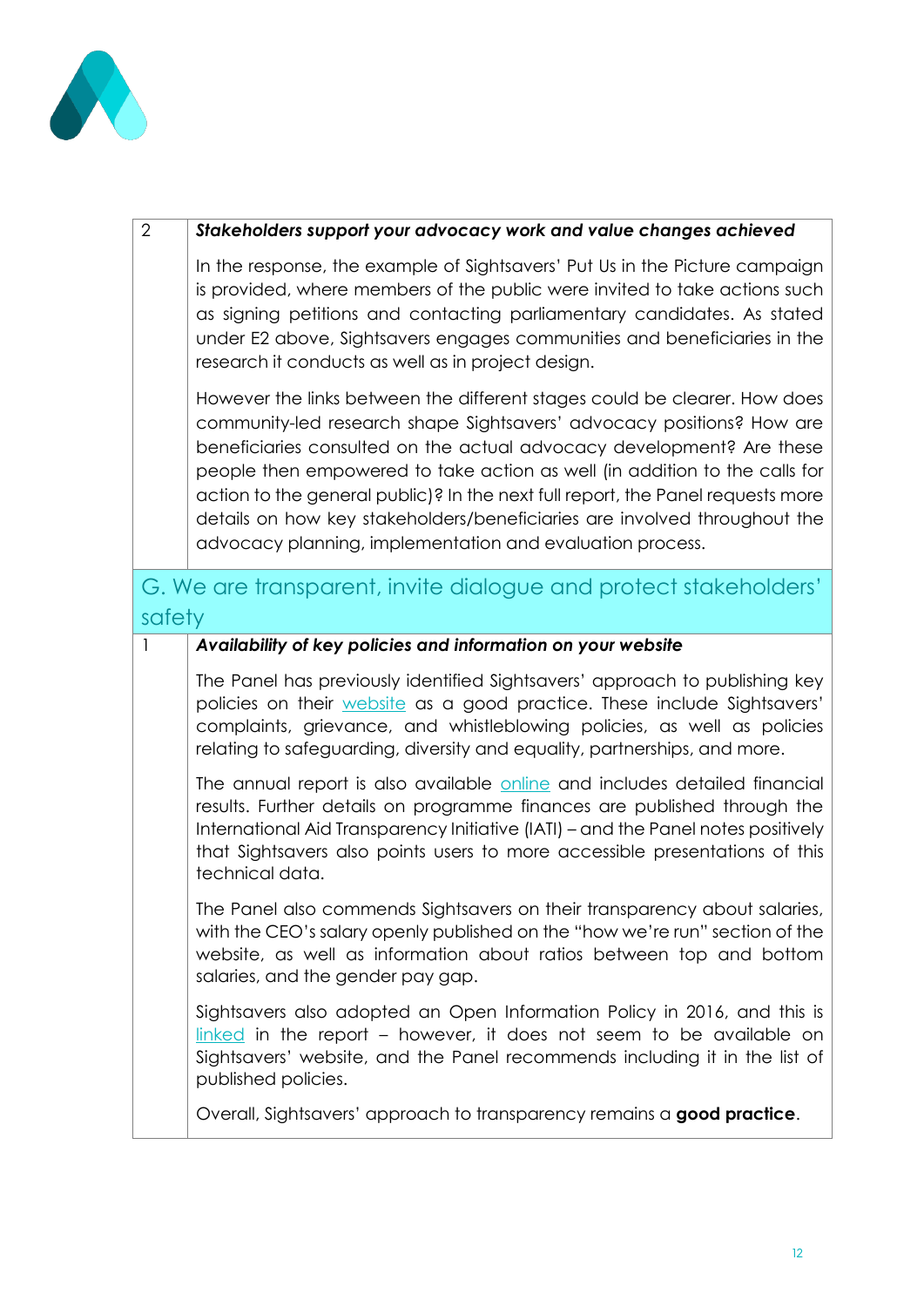| 2 | ***Stakeholders support your advocacy work and value changes achieved*** |
|---|---|
| | In the response, the example of Sightsavers' Put Us in the Picture campaign is provided, where members of the public were invited to take actions such as signing petitions and contacting parliamentary candidates. As stated under E2 above, Sightsavers engages communities and beneficiaries in the research it conducts as well as in project design. |
| | However the links between the different stages could be clearer. How does community-led research shape Sightsavers' advocacy positions? How are beneficiaries consulted on the actual advocacy development? Are these people then empowered to take action as well (in addition to the calls for action to the general public)? In the next full report, the Panel requests more details on how key stakeholders/beneficiaries are involved throughout the advocacy planning, implementation and evaluation process. |

## G. We are transparent, invite dialogue and protect stakeholders' safety

| 1 | ***Availability of key policies and information on your website*** |
|---|---|
| | The Panel has previously identified Sightsavers' approach to publishing key policies on their website as a good practice. These include Sightsavers' complaints, grievance, and whistleblowing policies, as well as policies relating to safeguarding, diversity and equality, partnerships, and more. |
| | The annual report is also available online and includes detailed financial results. Further details on programme finances are published through the International Aid Transparency Initiative (IATI) – and the Panel notes positively that Sightsavers also points users to more accessible presentations of this technical data. |
| | The Panel also commends Sightsavers on their transparency about salaries, with the CEO's salary openly published on the "how we're run" section of the website, as well as information about ratios between top and bottom salaries, and the gender pay gap. |
| | Sightsavers also adopted an Open Information Policy in 2016, and this is linked in the report – however, it does not seem to be available on Sightsavers' website, and the Panel recommends including it in the list of published policies. |
| | Overall, Sightsavers' approach to transparency remains a **good practice**. |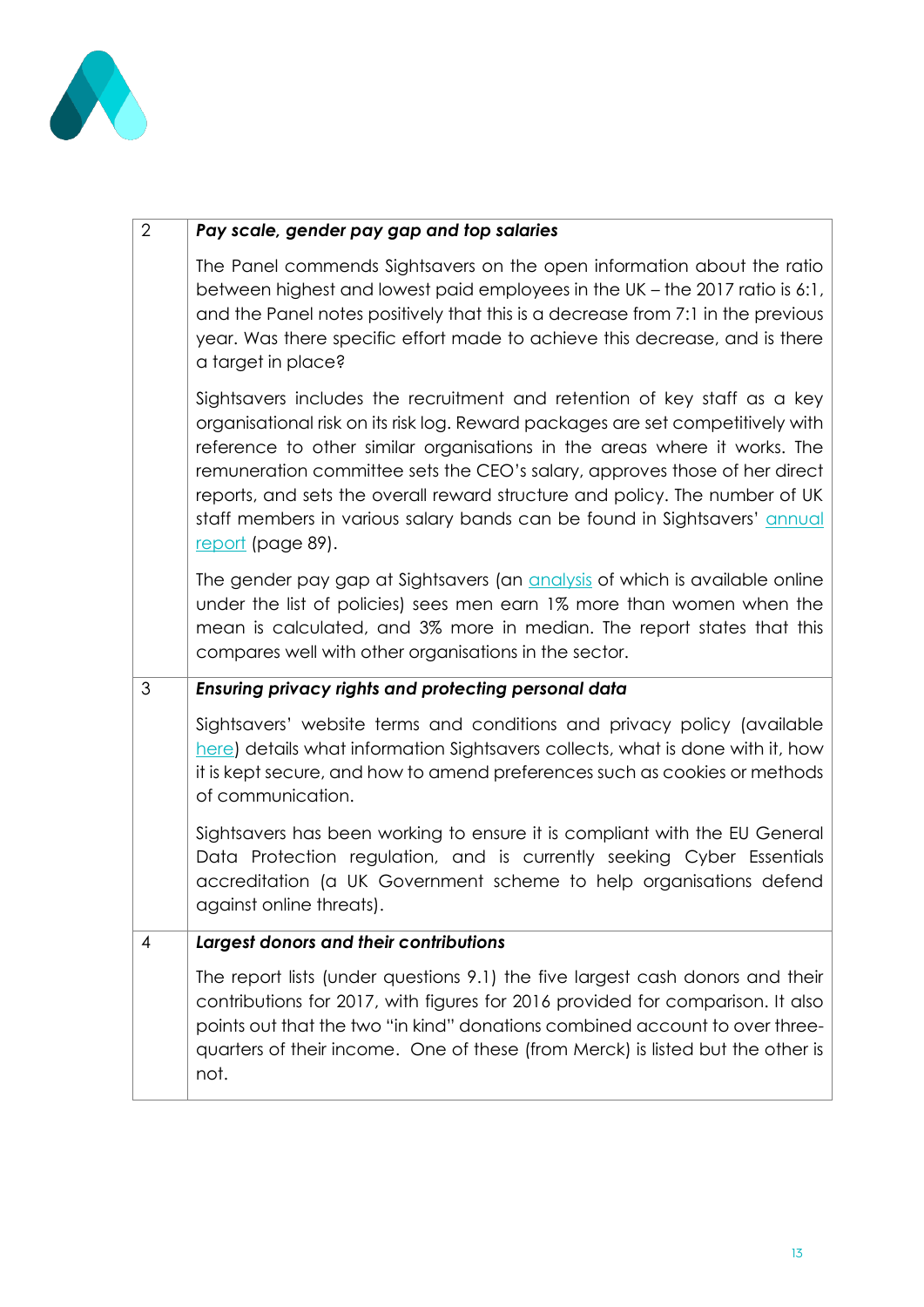| | |
|---|---|
| 2 | ***Pay scale, gender pay gap and top salaries***<br><br>The Panel commends Sightsavers on the open information about the ratio between highest and lowest paid employees in the UK – the 2017 ratio is 6:1, and the Panel notes positively that this is a decrease from 7:1 in the previous year. Was there specific effort made to achieve this decrease, and is there a target in place?<br><br>Sightsavers includes the recruitment and retention of key staff as a key organisational risk on its risk log. Reward packages are set competitively with reference to other similar organisations in the areas where it works. The remuneration committee sets the CEO's salary, approves those of her direct reports, and sets the overall reward structure and policy. The number of UK staff members in various salary bands can be found in Sightsavers' annual report (page 89).<br><br>The gender pay gap at Sightsavers (an analysis of which is available online under the list of policies) sees men earn 1% more than women when the mean is calculated, and 3% more in median. The report states that this compares well with other organisations in the sector. |
| 3 | ***Ensuring privacy rights and protecting personal data***<br><br>Sightsavers' website terms and conditions and privacy policy (available here) details what information Sightsavers collects, what is done with it, how it is kept secure, and how to amend preferences such as cookies or methods of communication.<br><br>Sightsavers has been working to ensure it is compliant with the EU General Data Protection regulation, and is currently seeking Cyber Essentials accreditation (a UK Government scheme to help organisations defend against online threats). |
| 4 | ***Largest donors and their contributions***<br><br>The report lists (under questions 9.1) the five largest cash donors and their contributions for 2017, with figures for 2016 provided for comparison. It also points out that the two "in kind" donations combined account to over three-quarters of their income. One of these (from Merck) is listed but the other is not. |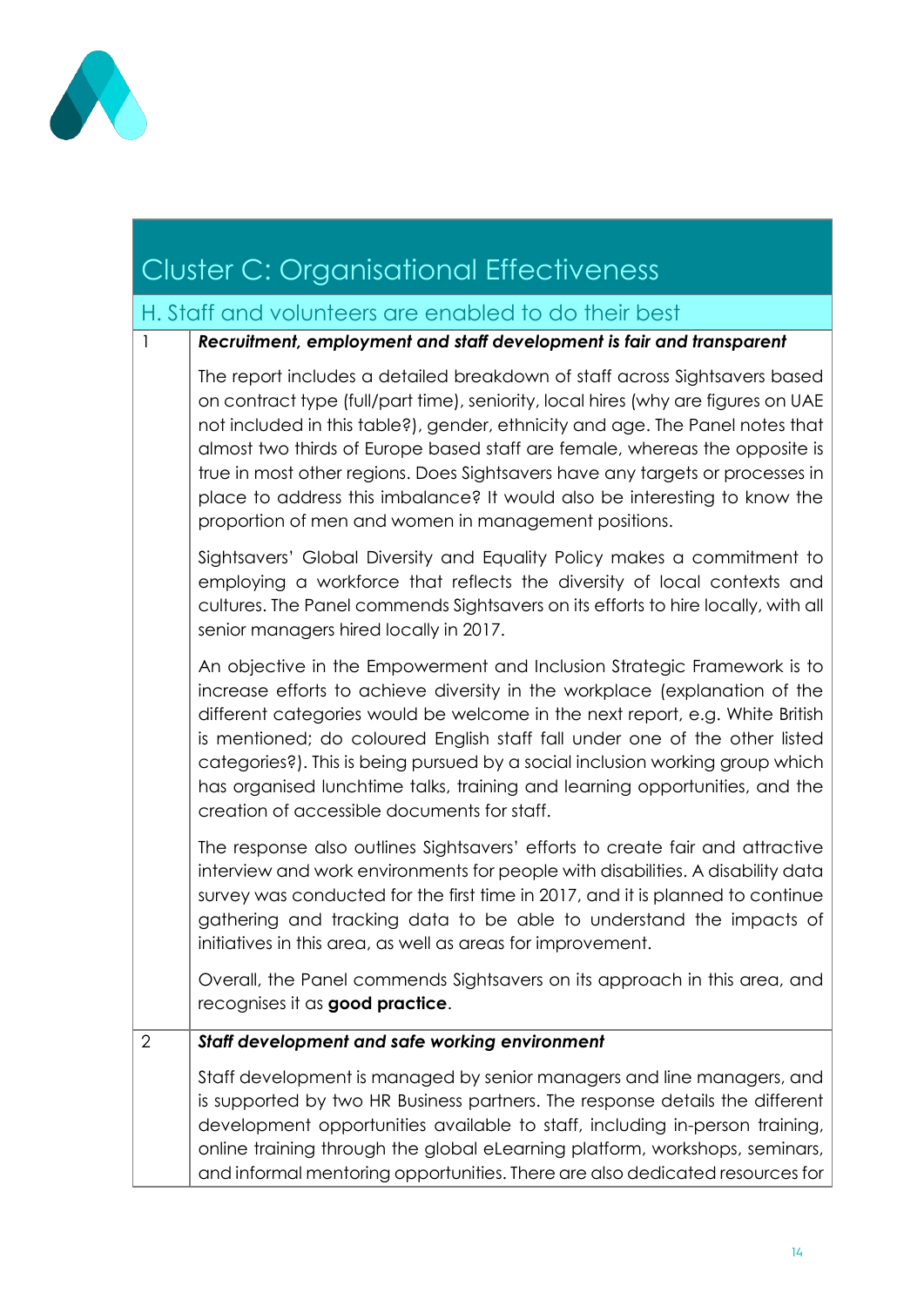# Cluster C: Organisational Effectiveness

## H. Staff and volunteers are enabled to do their best

| | |
|---|---|
| 1 | ***Recruitment, employment and staff development is fair and transparent*** |
| | The report includes a detailed breakdown of staff across Sightsavers based on contract type (full/part time), seniority, local hires (why are figures on UAE not included in this table?), gender, ethnicity and age. The Panel notes that almost two thirds of Europe based staff are female, whereas the opposite is true in most other regions. Does Sightsavers have any targets or processes in place to address this imbalance? It would also be interesting to know the proportion of men and women in management positions.<br><br>Sightsavers' Global Diversity and Equality Policy makes a commitment to employing a workforce that reflects the diversity of local contexts and cultures. The Panel commends Sightsavers on its efforts to hire locally, with all senior managers hired locally in 2017.<br><br>An objective in the Empowerment and Inclusion Strategic Framework is to increase efforts to achieve diversity in the workplace (explanation of the different categories would be welcome in the next report, e.g. White British is mentioned; do coloured English staff fall under one of the other listed categories?). This is being pursued by a social inclusion working group which has organised lunchtime talks, training and learning opportunities, and the creation of accessible documents for staff.<br><br>The response also outlines Sightsavers' efforts to create fair and attractive interview and work environments for people with disabilities. A disability data survey was conducted for the first time in 2017, and it is planned to continue gathering and tracking data to be able to understand the impacts of initiatives in this area, as well as areas for improvement.<br><br>Overall, the Panel commends Sightsavers on its approach in this area, and recognises it as **good practice**. |
| 2 | ***Staff development and safe working environment*** |
| | Staff development is managed by senior managers and line managers, and is supported by two HR Business partners. The response details the different development opportunities available to staff, including in-person training, online training through the global eLearning platform, workshops, seminars, and informal mentoring opportunities. There are also dedicated resources for |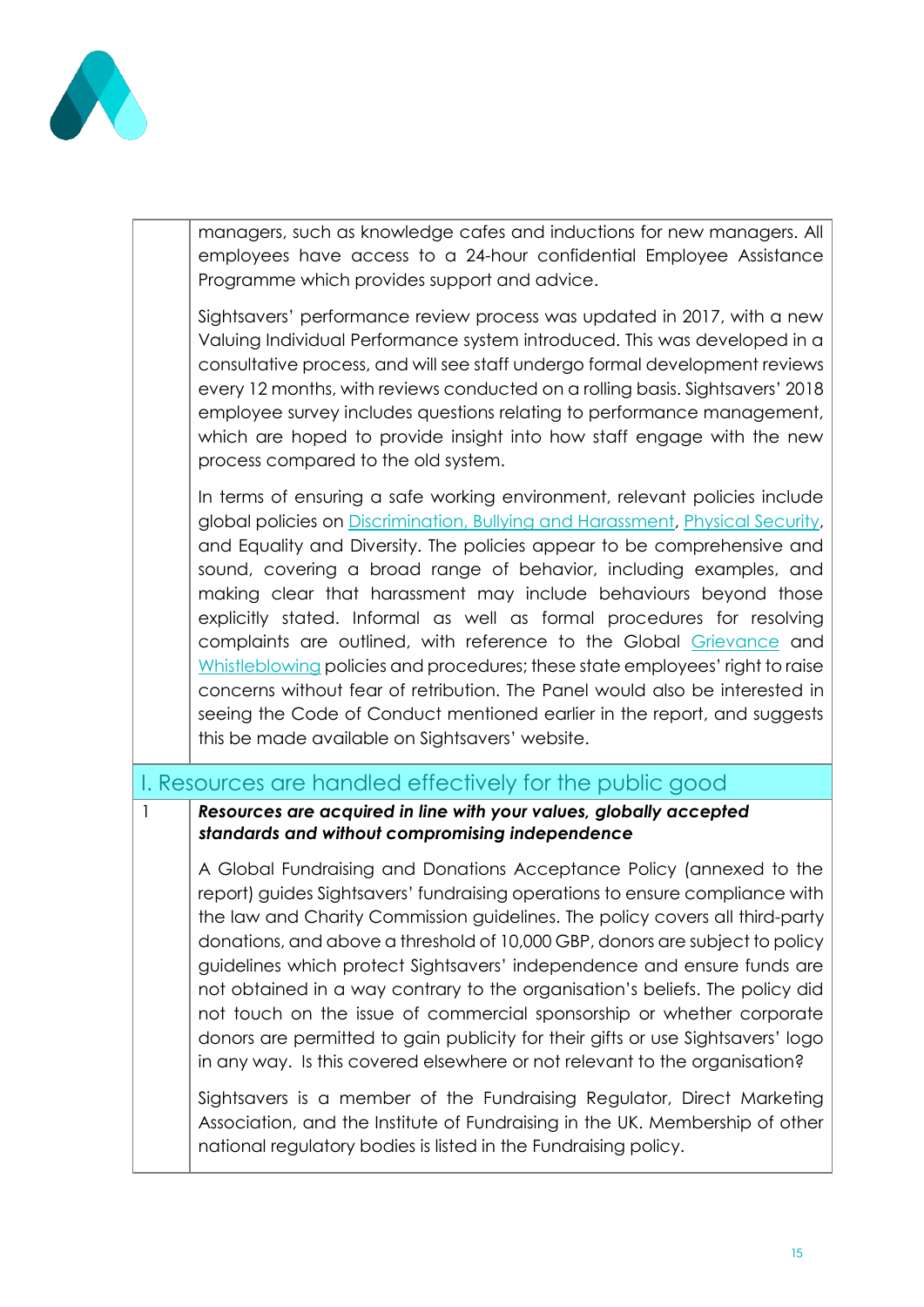| | |
|---|---|
| | managers, such as knowledge cafes and inductions for new managers. All employees have access to a 24-hour confidential Employee Assistance Programme which provides support and advice.<br><br>Sightsavers' performance review process was updated in 2017, with a new Valuing Individual Performance system introduced. This was developed in a consultative process, and will see staff undergo formal development reviews every 12 months, with reviews conducted on a rolling basis. Sightsavers' 2018 employee survey includes questions relating to performance management, which are hoped to provide insight into how staff engage with the new process compared to the old system.<br><br>In terms of ensuring a safe working environment, relevant policies include global policies on Discrimination, Bullying and Harassment, Physical Security, and Equality and Diversity. The policies appear to be comprehensive and sound, covering a broad range of behavior, including examples, and making clear that harassment may include behaviours beyond those explicitly stated. Informal as well as formal procedures for resolving complaints are outlined, with reference to the Global Grievance and Whistleblowing policies and procedures; these state employees' right to raise concerns without fear of retribution. The Panel would also be interested in seeing the Code of Conduct mentioned earlier in the report, and suggests this be made available on Sightsavers' website. |

## I. Resources are handled effectively for the public good

| | |
|---|---|
| 1 | ***Resources are acquired in line with your values, globally accepted standards and without compromising independence***<br><br>A Global Fundraising and Donations Acceptance Policy (annexed to the report) guides Sightsavers' fundraising operations to ensure compliance with the law and Charity Commission guidelines. The policy covers all third-party donations, and above a threshold of 10,000 GBP, donors are subject to policy guidelines which protect Sightsavers' independence and ensure funds are not obtained in a way contrary to the organisation's beliefs. The policy did not touch on the issue of commercial sponsorship or whether corporate donors are permitted to gain publicity for their gifts or use Sightsavers' logo in any way. Is this covered elsewhere or not relevant to the organisation?<br><br>Sightsavers is a member of the Fundraising Regulator, Direct Marketing Association, and the Institute of Fundraising in the UK. Membership of other national regulatory bodies is listed in the Fundraising policy. |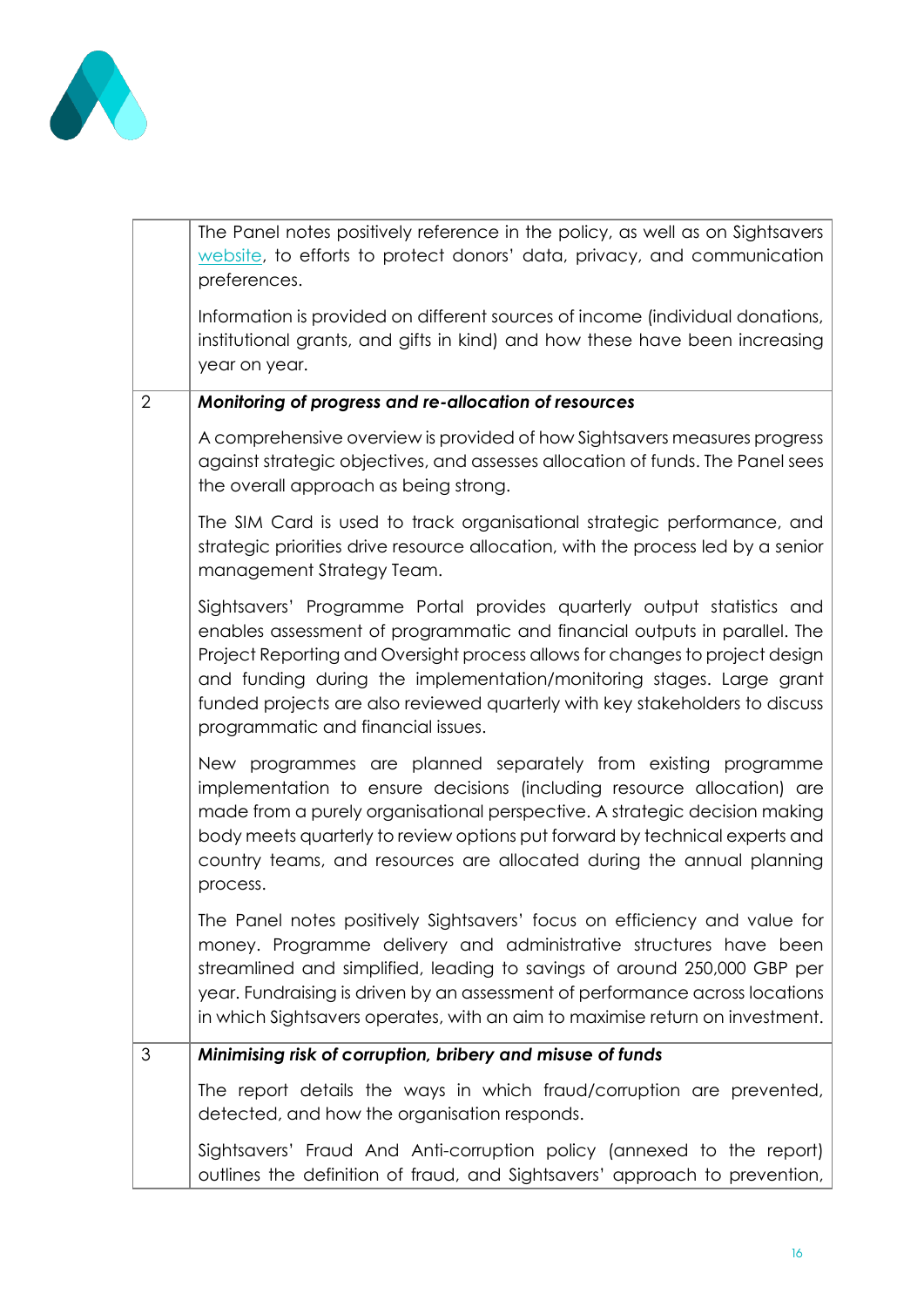|   |   |
|---|---|
|   | The Panel notes positively reference in the policy, as well as on Sightsavers website, to efforts to protect donors' data, privacy, and communication preferences.<br><br>Information is provided on different sources of income (individual donations, institutional grants, and gifts in kind) and how these have been increasing year on year. |
| 2 | ***Monitoring of progress and re-allocation of resources***<br><br>A comprehensive overview is provided of how Sightsavers measures progress against strategic objectives, and assesses allocation of funds. The Panel sees the overall approach as being strong.<br><br>The SIM Card is used to track organisational strategic performance, and strategic priorities drive resource allocation, with the process led by a senior management Strategy Team.<br><br>Sightsavers' Programme Portal provides quarterly output statistics and enables assessment of programmatic and financial outputs in parallel. The Project Reporting and Oversight process allows for changes to project design and funding during the implementation/monitoring stages. Large grant funded projects are also reviewed quarterly with key stakeholders to discuss programmatic and financial issues.<br><br>New programmes are planned separately from existing programme implementation to ensure decisions (including resource allocation) are made from a purely organisational perspective. A strategic decision making body meets quarterly to review options put forward by technical experts and country teams, and resources are allocated during the annual planning process.<br><br>The Panel notes positively Sightsavers' focus on efficiency and value for money. Programme delivery and administrative structures have been streamlined and simplified, leading to savings of around 250,000 GBP per year. Fundraising is driven by an assessment of performance across locations in which Sightsavers operates, with an aim to maximise return on investment. |
| 3 | ***Minimising risk of corruption, bribery and misuse of funds***<br><br>The report details the ways in which fraud/corruption are prevented, detected, and how the organisation responds.<br><br>Sightsavers' Fraud And Anti-corruption policy (annexed to the report) outlines the definition of fraud, and Sightsavers' approach to prevention, |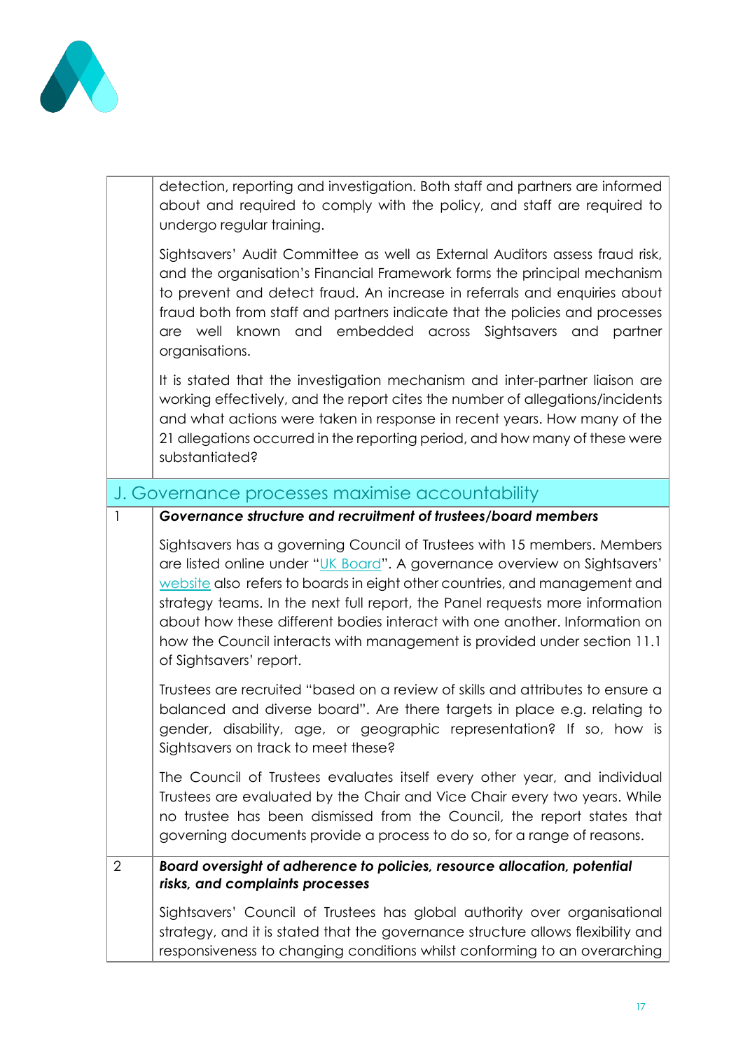| | |
|---|---|
| | detection, reporting and investigation. Both staff and partners are informed about and required to comply with the policy, and staff are required to undergo regular training.<br><br>Sightsavers' Audit Committee as well as External Auditors assess fraud risk, and the organisation's Financial Framework forms the principal mechanism to prevent and detect fraud. An increase in referrals and enquiries about fraud both from staff and partners indicate that the policies and processes are well known and embedded across Sightsavers and partner organisations.<br><br>It is stated that the investigation mechanism and inter-partner liaison are working effectively, and the report cites the number of allegations/incidents and what actions were taken in response in recent years. How many of the 21 allegations occurred in the reporting period, and how many of these were substantiated? |

## J. Governance processes maximise accountability

| | |
|---|---|
| 1 | ***Governance structure and recruitment of trustees/board members***<br><br>Sightsavers has a governing Council of Trustees with 15 members. Members are listed online under "UK Board". A governance overview on Sightsavers' website also refers to boards in eight other countries, and management and strategy teams. In the next full report, the Panel requests more information about how these different bodies interact with one another. Information on how the Council interacts with management is provided under section 11.1 of Sightsavers' report.<br><br>Trustees are recruited "based on a review of skills and attributes to ensure a balanced and diverse board". Are there targets in place e.g. relating to gender, disability, age, or geographic representation? If so, how is Sightsavers on track to meet these?<br><br>The Council of Trustees evaluates itself every other year, and individual Trustees are evaluated by the Chair and Vice Chair every two years. While no trustee has been dismissed from the Council, the report states that governing documents provide a process to do so, for a range of reasons. |
| 2 | ***Board oversight of adherence to policies, resource allocation, potential risks, and complaints processes***<br><br>Sightsavers' Council of Trustees has global authority over organisational strategy, and it is stated that the governance structure allows flexibility and responsiveness to changing conditions whilst conforming to an overarching |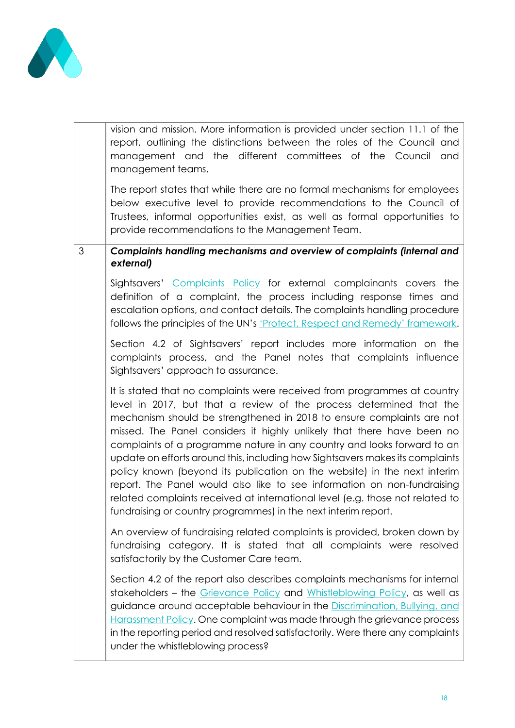| | |
|---|---|
| | vision and mission. More information is provided under section 11.1 of the report, outlining the distinctions between the roles of the Council and management and the different committees of the Council and management teams.<br><br>The report states that while there are no formal mechanisms for employees below executive level to provide recommendations to the Council of Trustees, informal opportunities exist, as well as formal opportunities to provide recommendations to the Management Team. |
| 3 | ***Complaints handling mechanisms and overview of complaints (internal and external)***<br><br>Sightsavers' Complaints Policy for external complainants covers the definition of a complaint, the process including response times and escalation options, and contact details. The complaints handling procedure follows the principles of the UN's 'Protect, Respect and Remedy' framework.<br><br>Section 4.2 of Sightsavers' report includes more information on the complaints process, and the Panel notes that complaints influence Sightsavers' approach to assurance.<br><br>It is stated that no complaints were received from programmes at country level in 2017, but that a review of the process determined that the mechanism should be strengthened in 2018 to ensure complaints are not missed. The Panel considers it highly unlikely that there have been no complaints of a programme nature in any country and looks forward to an update on efforts around this, including how Sightsavers makes its complaints policy known (beyond its publication on the website) in the next interim report. The Panel would also like to see information on non-fundraising related complaints received at international level (e.g. those not related to fundraising or country programmes) in the next interim report.<br><br>An overview of fundraising related complaints is provided, broken down by fundraising category. It is stated that all complaints were resolved satisfactorily by the Customer Care team.<br><br>Section 4.2 of the report also describes complaints mechanisms for internal stakeholders – the Grievance Policy and Whistleblowing Policy, as well as guidance around acceptable behaviour in the Discrimination, Bullying, and Harassment Policy. One complaint was made through the grievance process in the reporting period and resolved satisfactorily. Were there any complaints under the whistleblowing process? |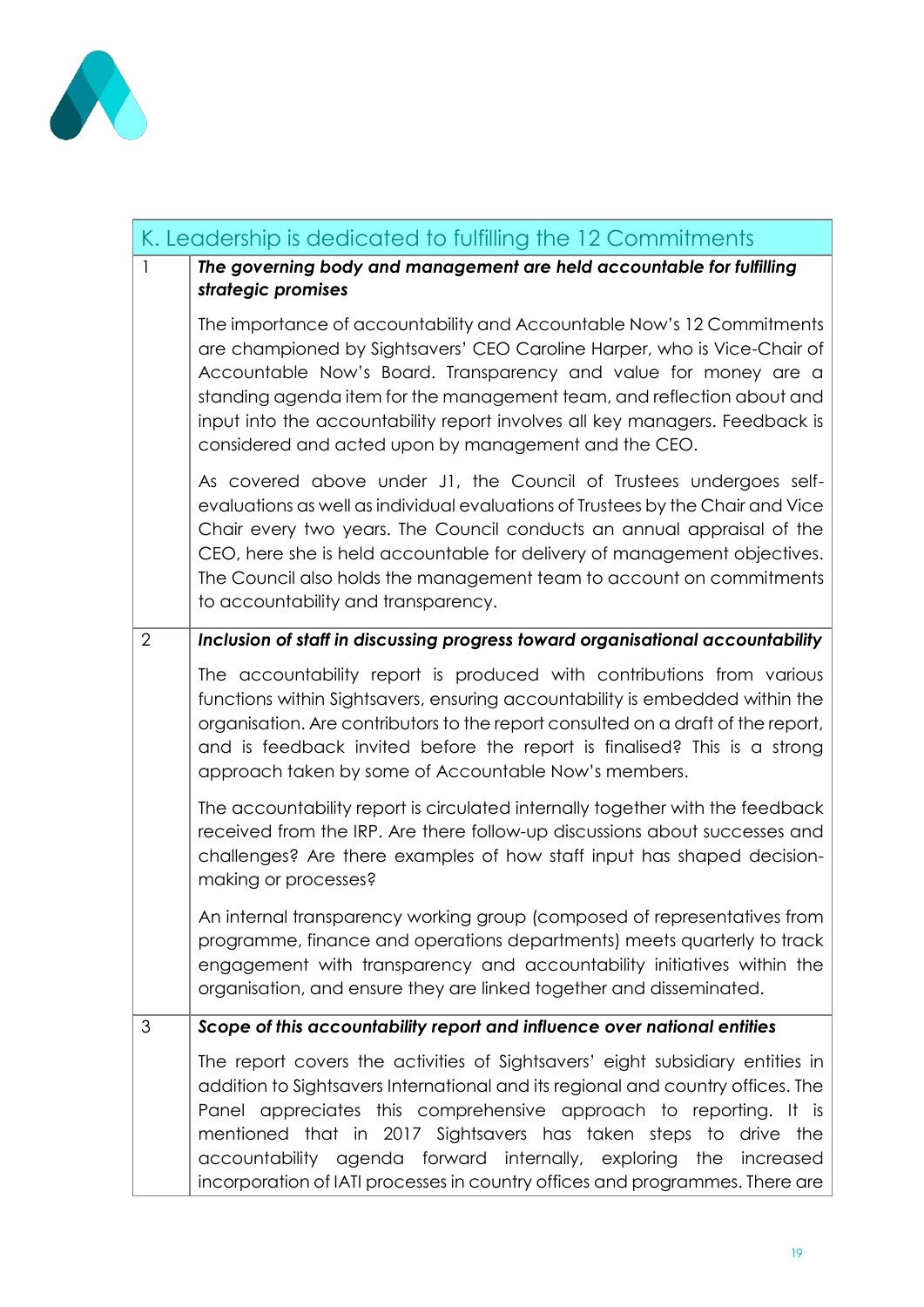| K. Leadership is dedicated to fulfilling the 12 Commitments | |
|---|---|
| 1 | ***The governing body and management are held accountable for fulfilling strategic promises***<br><br>The importance of accountability and Accountable Now's 12 Commitments are championed by Sightsavers' CEO Caroline Harper, who is Vice-Chair of Accountable Now's Board. Transparency and value for money are a standing agenda item for the management team, and reflection about and input into the accountability report involves all key managers. Feedback is considered and acted upon by management and the CEO.<br><br>As covered above under J1, the Council of Trustees undergoes self-evaluations as well as individual evaluations of Trustees by the Chair and Vice Chair every two years. The Council conducts an annual appraisal of the CEO, here she is held accountable for delivery of management objectives. The Council also holds the management team to account on commitments to accountability and transparency. |
| 2 | ***Inclusion of staff in discussing progress toward organisational accountability***<br><br>The accountability report is produced with contributions from various functions within Sightsavers, ensuring accountability is embedded within the organisation. Are contributors to the report consulted on a draft of the report, and is feedback invited before the report is finalised? This is a strong approach taken by some of Accountable Now's members.<br><br>The accountability report is circulated internally together with the feedback received from the IRP. Are there follow-up discussions about successes and challenges? Are there examples of how staff input has shaped decision-making or processes?<br><br>An internal transparency working group (composed of representatives from programme, finance and operations departments) meets quarterly to track engagement with transparency and accountability initiatives within the organisation, and ensure they are linked together and disseminated. |
| 3 | ***Scope of this accountability report and influence over national entities***<br><br>The report covers the activities of Sightsavers' eight subsidiary entities in addition to Sightsavers International and its regional and country offices. The Panel appreciates this comprehensive approach to reporting. It is mentioned that in 2017 Sightsavers has taken steps to drive the accountability agenda forward internally, exploring the increased incorporation of IATI processes in country offices and programmes. There are |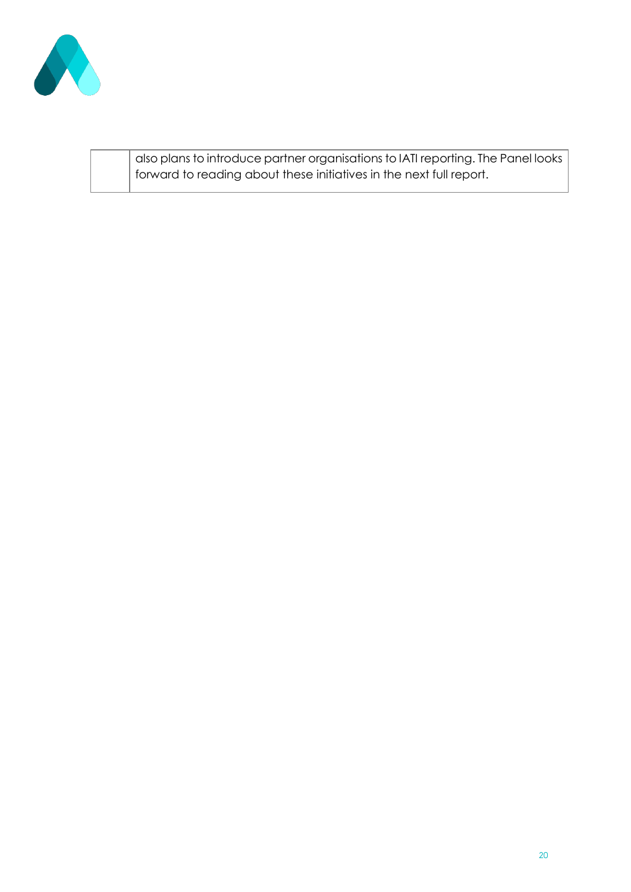| | |
|---|---|
| | also plans to introduce partner organisations to IATI reporting. The Panel looks forward to reading about these initiatives in the next full report. |